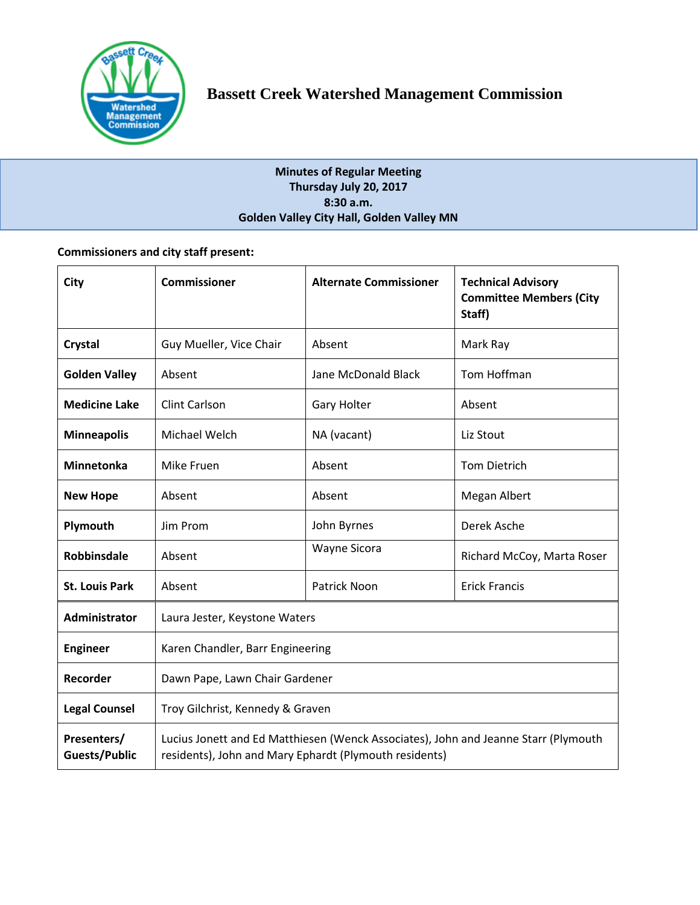# Bassett Creek Watershed Management Commission

**Minutes of Regular Meeting**
**Thursday July 20, 2017**
**8:30 a.m.**
**Golden Valley City Hall, Golden Valley MN**

**Commissioners and city staff present:**

| City | Commissioner | Alternate Commissioner | Technical Advisory Committee Members (City Staff) |
|---|---|---|---|
| **Crystal** | Guy Mueller, Vice Chair | Absent | Mark Ray |
| **Golden Valley** | Absent | Jane McDonald Black | Tom Hoffman |
| **Medicine Lake** | Clint Carlson | Gary Holter | Absent |
| **Minneapolis** | Michael Welch | NA (vacant) | Liz Stout |
| **Minnetonka** | Mike Fruen | Absent | Tom Dietrich |
| **New Hope** | Absent | Absent | Megan Albert |
| **Plymouth** | Jim Prom | John Byrnes | Derek Asche |
| **Robbinsdale** | Absent | Wayne Sicora | Richard McCoy, Marta Roser |
| **St. Louis Park** | Absent | Patrick Noon | Erick Francis |
| **Administrator** | Laura Jester, Keystone Waters | | |
| **Engineer** | Karen Chandler, Barr Engineering | | |
| **Recorder** | Dawn Pape, Lawn Chair Gardener | | |
| **Legal Counsel** | Troy Gilchrist, Kennedy & Graven | | |
| **Presenters/ Guests/Public** | Lucius Jonett and Ed Matthiesen (Wenck Associates), John and Jeanne Starr (Plymouth residents), John and Mary Ephardt (Plymouth residents) | | |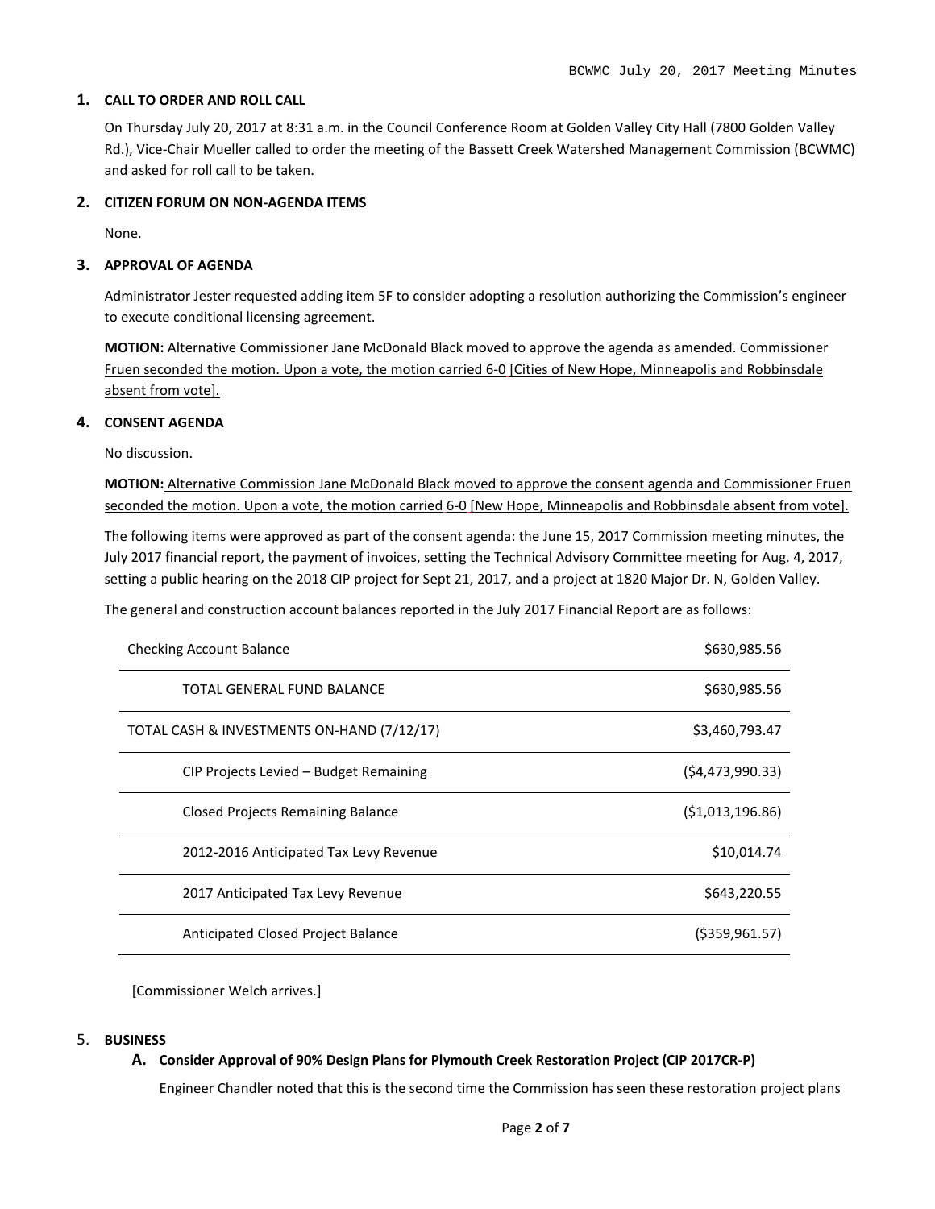## 1. CALL TO ORDER AND ROLL CALL

On Thursday July 20, 2017 at 8:31 a.m. in the Council Conference Room at Golden Valley City Hall (7800 Golden Valley Rd.), Vice-Chair Mueller called to order the meeting of the Bassett Creek Watershed Management Commission (BCWMC) and asked for roll call to be taken.

## 2. CITIZEN FORUM ON NON-AGENDA ITEMS

None.

## 3. APPROVAL OF AGENDA

Administrator Jester requested adding item 5F to consider adopting a resolution authorizing the Commission's engineer to execute conditional licensing agreement.

**MOTION:** Alternative Commissioner Jane McDonald Black moved to approve the agenda as amended. Commissioner Fruen seconded the motion. Upon a vote, the motion carried 6-0 [Cities of New Hope, Minneapolis and Robbinsdale absent from vote].

## 4. CONSENT AGENDA

No discussion.

**MOTION:** Alternative Commission Jane McDonald Black moved to approve the consent agenda and Commissioner Fruen seconded the motion. Upon a vote, the motion carried 6-0 [New Hope, Minneapolis and Robbinsdale absent from vote].

The following items were approved as part of the consent agenda: the June 15, 2017 Commission meeting minutes, the July 2017 financial report, the payment of invoices, setting the Technical Advisory Committee meeting for Aug. 4, 2017, setting a public hearing on the 2018 CIP project for Sept 21, 2017, and a project at 1820 Major Dr. N, Golden Valley.

The general and construction account balances reported in the July 2017 Financial Report are as follows:

| | |
|---|---|
| Checking Account Balance | $630,985.56 |
| TOTAL GENERAL FUND BALANCE | $630,985.56 |
| TOTAL CASH & INVESTMENTS ON-HAND (7/12/17) | $3,460,793.47 |
| CIP Projects Levied – Budget Remaining | ($4,473,990.33) |
| Closed Projects Remaining Balance | ($1,013,196.86) |
| 2012-2016 Anticipated Tax Levy Revenue | $10,014.74 |
| 2017 Anticipated Tax Levy Revenue | $643,220.55 |
| Anticipated Closed Project Balance | ($359,961.57) |

[Commissioner Welch arrives.]

## 5. BUSINESS

### A. Consider Approval of 90% Design Plans for Plymouth Creek Restoration Project (CIP 2017CR-P)

Engineer Chandler noted that this is the second time the Commission has seen these restoration project plans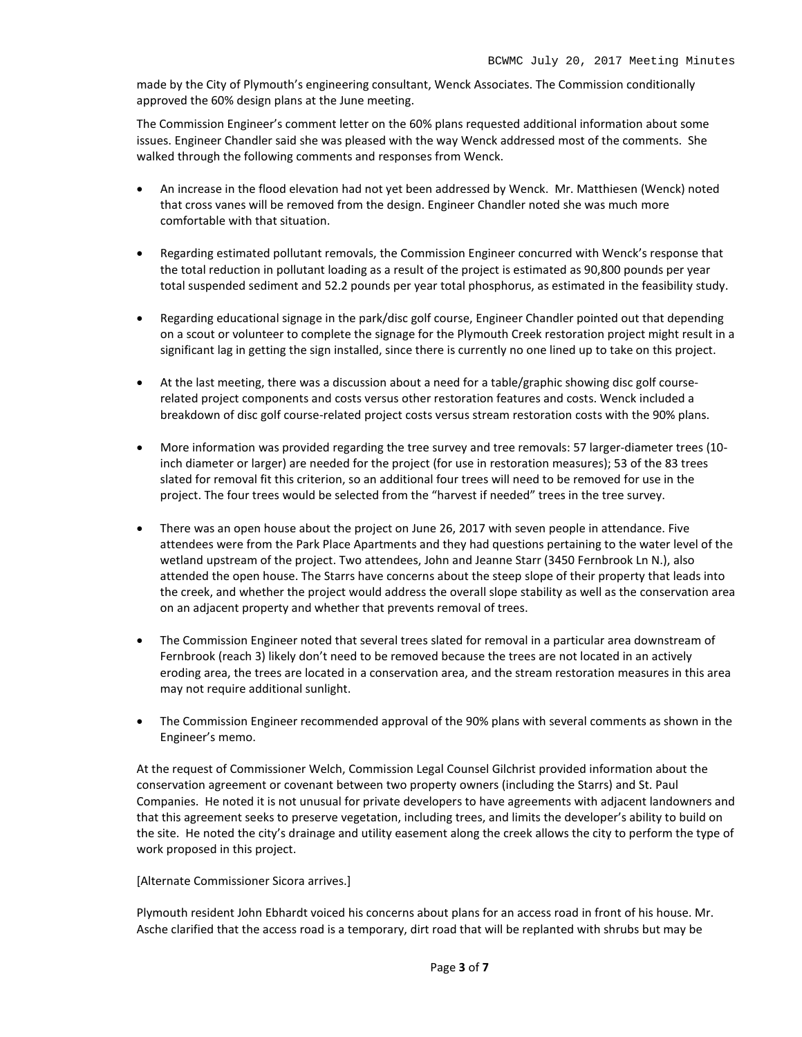made by the City of Plymouth's engineering consultant, Wenck Associates. The Commission conditionally approved the 60% design plans at the June meeting.

The Commission Engineer's comment letter on the 60% plans requested additional information about some issues. Engineer Chandler said she was pleased with the way Wenck addressed most of the comments. She walked through the following comments and responses from Wenck.

- An increase in the flood elevation had not yet been addressed by Wenck. Mr. Matthiesen (Wenck) noted that cross vanes will be removed from the design. Engineer Chandler noted she was much more comfortable with that situation.

- Regarding estimated pollutant removals, the Commission Engineer concurred with Wenck's response that the total reduction in pollutant loading as a result of the project is estimated as 90,800 pounds per year total suspended sediment and 52.2 pounds per year total phosphorus, as estimated in the feasibility study.

- Regarding educational signage in the park/disc golf course, Engineer Chandler pointed out that depending on a scout or volunteer to complete the signage for the Plymouth Creek restoration project might result in a significant lag in getting the sign installed, since there is currently no one lined up to take on this project.

- At the last meeting, there was a discussion about a need for a table/graphic showing disc golf course-related project components and costs versus other restoration features and costs. Wenck included a breakdown of disc golf course-related project costs versus stream restoration costs with the 90% plans.

- More information was provided regarding the tree survey and tree removals: 57 larger-diameter trees (10-inch diameter or larger) are needed for the project (for use in restoration measures); 53 of the 83 trees slated for removal fit this criterion, so an additional four trees will need to be removed for use in the project. The four trees would be selected from the "harvest if needed" trees in the tree survey.

- There was an open house about the project on June 26, 2017 with seven people in attendance. Five attendees were from the Park Place Apartments and they had questions pertaining to the water level of the wetland upstream of the project. Two attendees, John and Jeanne Starr (3450 Fernbrook Ln N.), also attended the open house. The Starrs have concerns about the steep slope of their property that leads into the creek, and whether the project would address the overall slope stability as well as the conservation area on an adjacent property and whether that prevents removal of trees.

- The Commission Engineer noted that several trees slated for removal in a particular area downstream of Fernbrook (reach 3) likely don't need to be removed because the trees are not located in an actively eroding area, the trees are located in a conservation area, and the stream restoration measures in this area may not require additional sunlight.

- The Commission Engineer recommended approval of the 90% plans with several comments as shown in the Engineer's memo.

At the request of Commissioner Welch, Commission Legal Counsel Gilchrist provided information about the conservation agreement or covenant between two property owners (including the Starrs) and St. Paul Companies. He noted it is not unusual for private developers to have agreements with adjacent landowners and that this agreement seeks to preserve vegetation, including trees, and limits the developer's ability to build on the site. He noted the city's drainage and utility easement along the creek allows the city to perform the type of work proposed in this project.

[Alternate Commissioner Sicora arrives.]

Plymouth resident John Ebhardt voiced his concerns about plans for an access road in front of his house. Mr. Asche clarified that the access road is a temporary, dirt road that will be replanted with shrubs but may be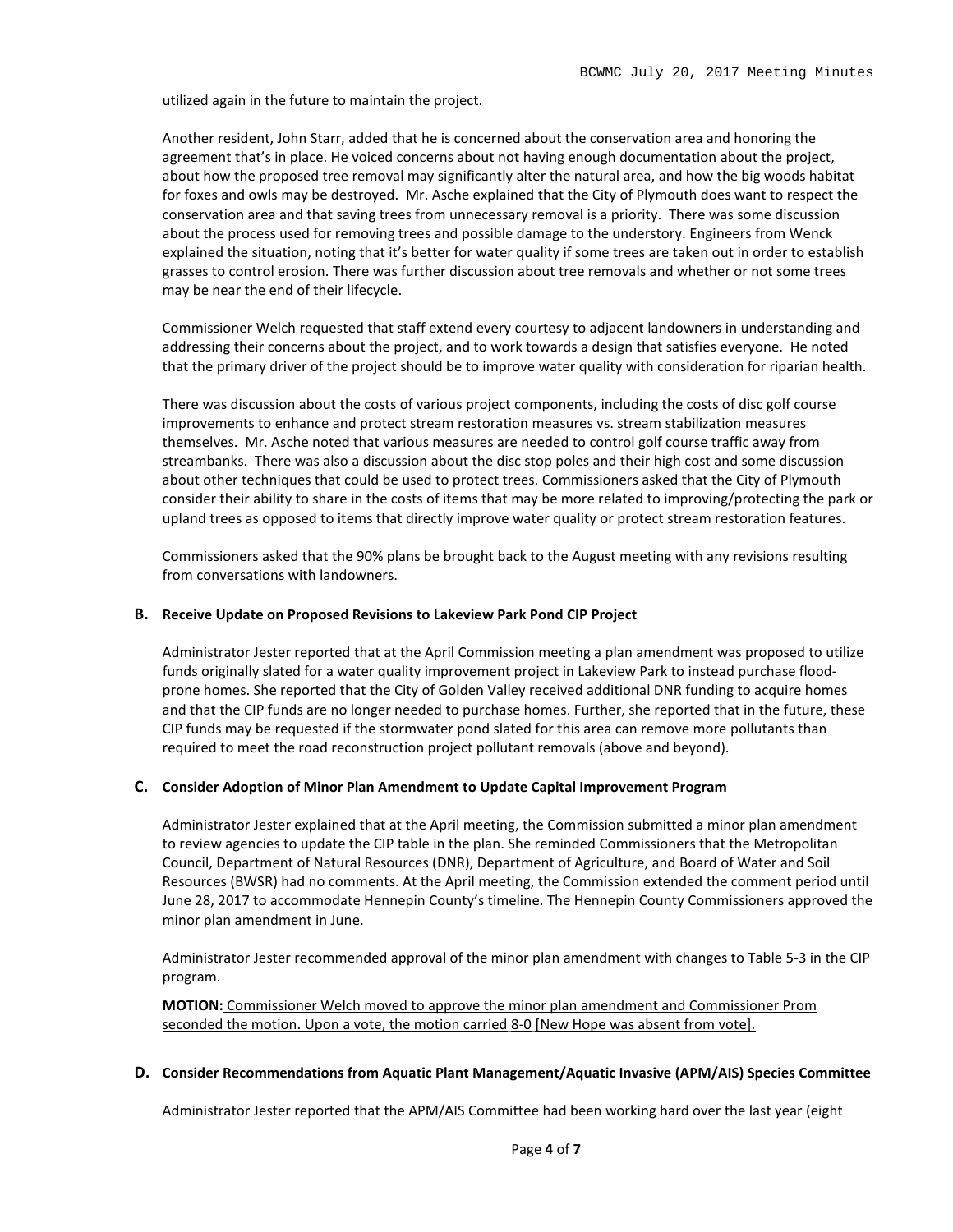utilized again in the future to maintain the project.

Another resident, John Starr, added that he is concerned about the conservation area and honoring the agreement that's in place. He voiced concerns about not having enough documentation about the project, about how the proposed tree removal may significantly alter the natural area, and how the big woods habitat for foxes and owls may be destroyed. Mr. Asche explained that the City of Plymouth does want to respect the conservation area and that saving trees from unnecessary removal is a priority. There was some discussion about the process used for removing trees and possible damage to the understory. Engineers from Wenck explained the situation, noting that it's better for water quality if some trees are taken out in order to establish grasses to control erosion. There was further discussion about tree removals and whether or not some trees may be near the end of their lifecycle.

Commissioner Welch requested that staff extend every courtesy to adjacent landowners in understanding and addressing their concerns about the project, and to work towards a design that satisfies everyone. He noted that the primary driver of the project should be to improve water quality with consideration for riparian health.

There was discussion about the costs of various project components, including the costs of disc golf course improvements to enhance and protect stream restoration measures vs. stream stabilization measures themselves. Mr. Asche noted that various measures are needed to control golf course traffic away from streambanks. There was also a discussion about the disc stop poles and their high cost and some discussion about other techniques that could be used to protect trees. Commissioners asked that the City of Plymouth consider their ability to share in the costs of items that may be more related to improving/protecting the park or upland trees as opposed to items that directly improve water quality or protect stream restoration features.

Commissioners asked that the 90% plans be brought back to the August meeting with any revisions resulting from conversations with landowners.

### B. Receive Update on Proposed Revisions to Lakeview Park Pond CIP Project

Administrator Jester reported that at the April Commission meeting a plan amendment was proposed to utilize funds originally slated for a water quality improvement project in Lakeview Park to instead purchase flood-prone homes. She reported that the City of Golden Valley received additional DNR funding to acquire homes and that the CIP funds are no longer needed to purchase homes. Further, she reported that in the future, these CIP funds may be requested if the stormwater pond slated for this area can remove more pollutants than required to meet the road reconstruction project pollutant removals (above and beyond).

### C. Consider Adoption of Minor Plan Amendment to Update Capital Improvement Program

Administrator Jester explained that at the April meeting, the Commission submitted a minor plan amendment to review agencies to update the CIP table in the plan. She reminded Commissioners that the Metropolitan Council, Department of Natural Resources (DNR), Department of Agriculture, and Board of Water and Soil Resources (BWSR) had no comments. At the April meeting, the Commission extended the comment period until June 28, 2017 to accommodate Hennepin County's timeline. The Hennepin County Commissioners approved the minor plan amendment in June.

Administrator Jester recommended approval of the minor plan amendment with changes to Table 5-3 in the CIP program.

**MOTION:** Commissioner Welch moved to approve the minor plan amendment and Commissioner Prom seconded the motion. Upon a vote, the motion carried 8-0 [New Hope was absent from vote].

### D. Consider Recommendations from Aquatic Plant Management/Aquatic Invasive (APM/AIS) Species Committee

Administrator Jester reported that the APM/AIS Committee had been working hard over the last year (eight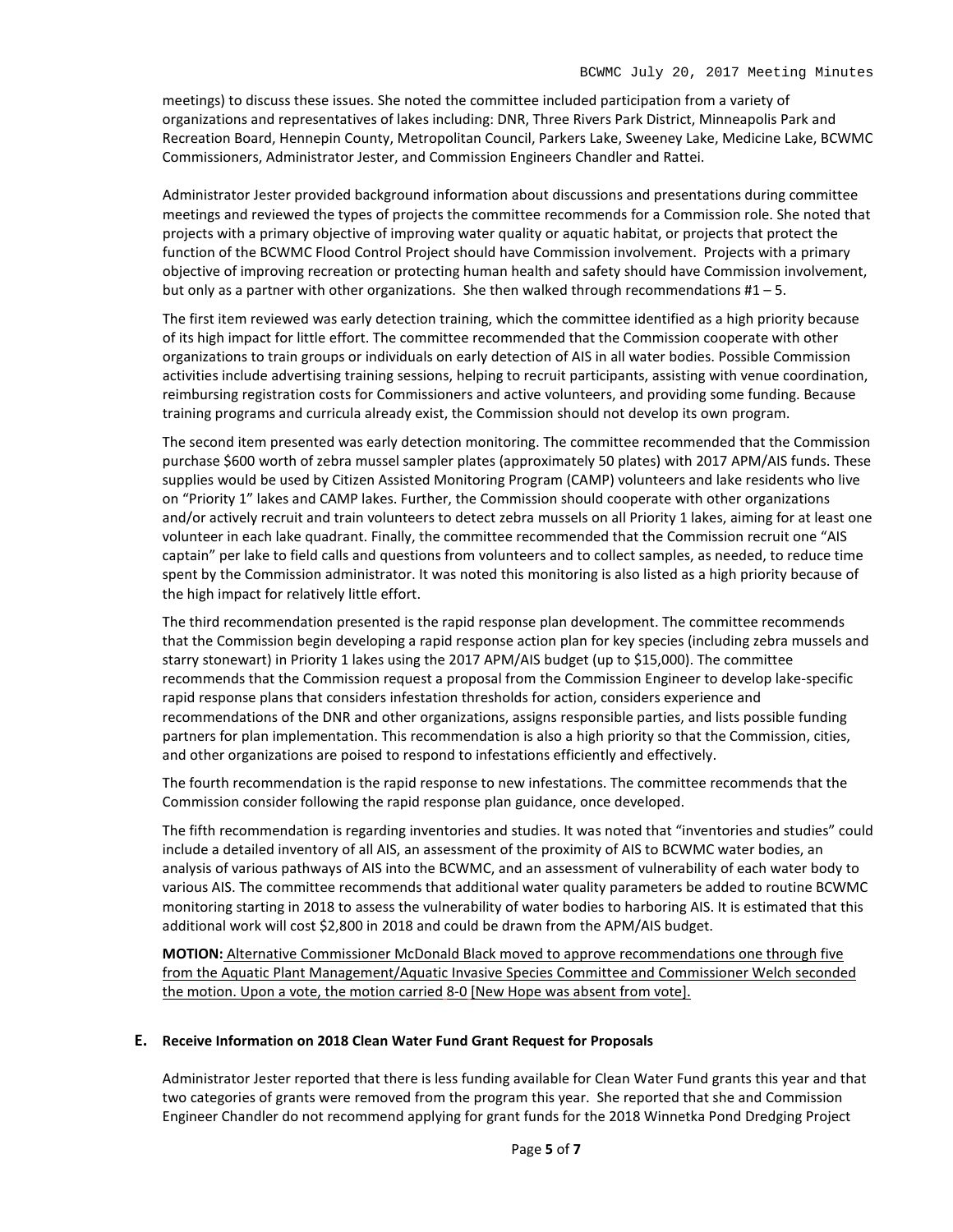meetings) to discuss these issues. She noted the committee included participation from a variety of organizations and representatives of lakes including: DNR, Three Rivers Park District, Minneapolis Park and Recreation Board, Hennepin County, Metropolitan Council, Parkers Lake, Sweeney Lake, Medicine Lake, BCWMC Commissioners, Administrator Jester, and Commission Engineers Chandler and Rattei.

Administrator Jester provided background information about discussions and presentations during committee meetings and reviewed the types of projects the committee recommends for a Commission role. She noted that projects with a primary objective of improving water quality or aquatic habitat, or projects that protect the function of the BCWMC Flood Control Project should have Commission involvement. Projects with a primary objective of improving recreation or protecting human health and safety should have Commission involvement, but only as a partner with other organizations. She then walked through recommendations #1 – 5.

The first item reviewed was early detection training, which the committee identified as a high priority because of its high impact for little effort. The committee recommended that the Commission cooperate with other organizations to train groups or individuals on early detection of AIS in all water bodies. Possible Commission activities include advertising training sessions, helping to recruit participants, assisting with venue coordination, reimbursing registration costs for Commissioners and active volunteers, and providing some funding. Because training programs and curricula already exist, the Commission should not develop its own program.

The second item presented was early detection monitoring. The committee recommended that the Commission purchase $600 worth of zebra mussel sampler plates (approximately 50 plates) with 2017 APM/AIS funds. These supplies would be used by Citizen Assisted Monitoring Program (CAMP) volunteers and lake residents who live on "Priority 1" lakes and CAMP lakes. Further, the Commission should cooperate with other organizations and/or actively recruit and train volunteers to detect zebra mussels on all Priority 1 lakes, aiming for at least one volunteer in each lake quadrant. Finally, the committee recommended that the Commission recruit one "AIS captain" per lake to field calls and questions from volunteers and to collect samples, as needed, to reduce time spent by the Commission administrator. It was noted this monitoring is also listed as a high priority because of the high impact for relatively little effort.

The third recommendation presented is the rapid response plan development. The committee recommends that the Commission begin developing a rapid response action plan for key species (including zebra mussels and starry stonewart) in Priority 1 lakes using the 2017 APM/AIS budget (up to $15,000). The committee recommends that the Commission request a proposal from the Commission Engineer to develop lake-specific rapid response plans that considers infestation thresholds for action, considers experience and recommendations of the DNR and other organizations, assigns responsible parties, and lists possible funding partners for plan implementation. This recommendation is also a high priority so that the Commission, cities, and other organizations are poised to respond to infestations efficiently and effectively.

The fourth recommendation is the rapid response to new infestations. The committee recommends that the Commission consider following the rapid response plan guidance, once developed.

The fifth recommendation is regarding inventories and studies. It was noted that "inventories and studies" could include a detailed inventory of all AIS, an assessment of the proximity of AIS to BCWMC water bodies, an analysis of various pathways of AIS into the BCWMC, and an assessment of vulnerability of each water body to various AIS. The committee recommends that additional water quality parameters be added to routine BCWMC monitoring starting in 2018 to assess the vulnerability of water bodies to harboring AIS. It is estimated that this additional work will cost $2,800 in 2018 and could be drawn from the APM/AIS budget.

**MOTION:** Alternative Commissioner McDonald Black moved to approve recommendations one through five from the Aquatic Plant Management/Aquatic Invasive Species Committee and Commissioner Welch seconded the motion. Upon a vote, the motion carried 8-0 [New Hope was absent from vote].

### E. Receive Information on 2018 Clean Water Fund Grant Request for Proposals

Administrator Jester reported that there is less funding available for Clean Water Fund grants this year and that two categories of grants were removed from the program this year. She reported that she and Commission Engineer Chandler do not recommend applying for grant funds for the 2018 Winnetka Pond Dredging Project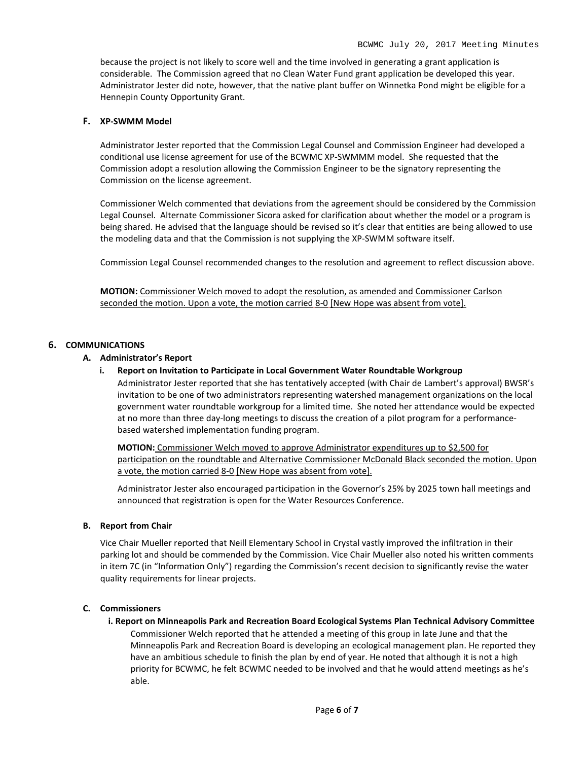because the project is not likely to score well and the time involved in generating a grant application is considerable. The Commission agreed that no Clean Water Fund grant application be developed this year. Administrator Jester did note, however, that the native plant buffer on Winnetka Pond might be eligible for a Hennepin County Opportunity Grant.

### F. XP-SWMM Model

Administrator Jester reported that the Commission Legal Counsel and Commission Engineer had developed a conditional use license agreement for use of the BCWMC XP-SWMMM model. She requested that the Commission adopt a resolution allowing the Commission Engineer to be the signatory representing the Commission on the license agreement.

Commissioner Welch commented that deviations from the agreement should be considered by the Commission Legal Counsel. Alternate Commissioner Sicora asked for clarification about whether the model or a program is being shared. He advised that the language should be revised so it's clear that entities are being allowed to use the modeling data and that the Commission is not supplying the XP-SWMM software itself.

Commission Legal Counsel recommended changes to the resolution and agreement to reflect discussion above.

**MOTION:** Commissioner Welch moved to adopt the resolution, as amended and Commissioner Carlson seconded the motion. Upon a vote, the motion carried 8-0 [New Hope was absent from vote].

## 6. COMMUNICATIONS

### A. Administrator's Report

#### i. Report on Invitation to Participate in Local Government Water Roundtable Workgroup

Administrator Jester reported that she has tentatively accepted (with Chair de Lambert's approval) BWSR's invitation to be one of two administrators representing watershed management organizations on the local government water roundtable workgroup for a limited time. She noted her attendance would be expected at no more than three day-long meetings to discuss the creation of a pilot program for a performance-based watershed implementation funding program.

**MOTION:** Commissioner Welch moved to approve Administrator expenditures up to $2,500 for participation on the roundtable and Alternative Commissioner McDonald Black seconded the motion. Upon a vote, the motion carried 8-0 [New Hope was absent from vote].

Administrator Jester also encouraged participation in the Governor's 25% by 2025 town hall meetings and announced that registration is open for the Water Resources Conference.

### B. Report from Chair

Vice Chair Mueller reported that Neill Elementary School in Crystal vastly improved the infiltration in their parking lot and should be commended by the Commission. Vice Chair Mueller also noted his written comments in item 7C (in "Information Only") regarding the Commission's recent decision to significantly revise the water quality requirements for linear projects.

### C. Commissioners

#### i. Report on Minneapolis Park and Recreation Board Ecological Systems Plan Technical Advisory Committee

Commissioner Welch reported that he attended a meeting of this group in late June and that the Minneapolis Park and Recreation Board is developing an ecological management plan. He reported they have an ambitious schedule to finish the plan by end of year. He noted that although it is not a high priority for BCWMC, he felt BCWMC needed to be involved and that he would attend meetings as he's able.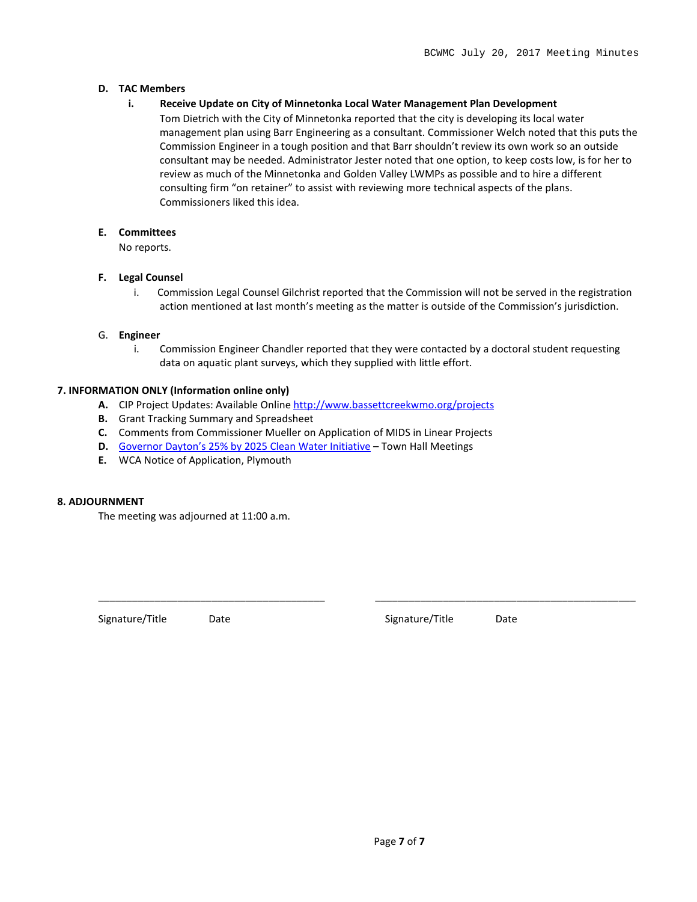**D. TAC Members**

**i. Receive Update on City of Minnetonka Local Water Management Plan Development**

Tom Dietrich with the City of Minnetonka reported that the city is developing its local water management plan using Barr Engineering as a consultant. Commissioner Welch noted that this puts the Commission Engineer in a tough position and that Barr shouldn't review its own work so an outside consultant may be needed. Administrator Jester noted that one option, to keep costs low, is for her to review as much of the Minnetonka and Golden Valley LWMPs as possible and to hire a different consulting firm "on retainer" to assist with reviewing more technical aspects of the plans. Commissioners liked this idea.

**E. Committees**

No reports.

**F. Legal Counsel**

i. Commission Legal Counsel Gilchrist reported that the Commission will not be served in the registration action mentioned at last month's meeting as the matter is outside of the Commission's jurisdiction.

G. **Engineer**

i. Commission Engineer Chandler reported that they were contacted by a doctoral student requesting data on aquatic plant surveys, which they supplied with little effort.

**7. INFORMATION ONLY (Information online only)**

**A.** CIP Project Updates: Available Online [http://www.bassettcreekwmo.org/projects](http://www.bassettcreekwmo.org/projects)
**B.** Grant Tracking Summary and Spreadsheet
**C.** Comments from Commissioner Mueller on Application of MIDS in Linear Projects
**D.** Governor Dayton's 25% by 2025 Clean Water Initiative – Town Hall Meetings
**E.** WCA Notice of Application, Plymouth

**8. ADJOURNMENT**

The meeting was adjourned at 11:00 a.m.

_________________________________________ _________________________________________

Signature/Title Date Signature/Title Date